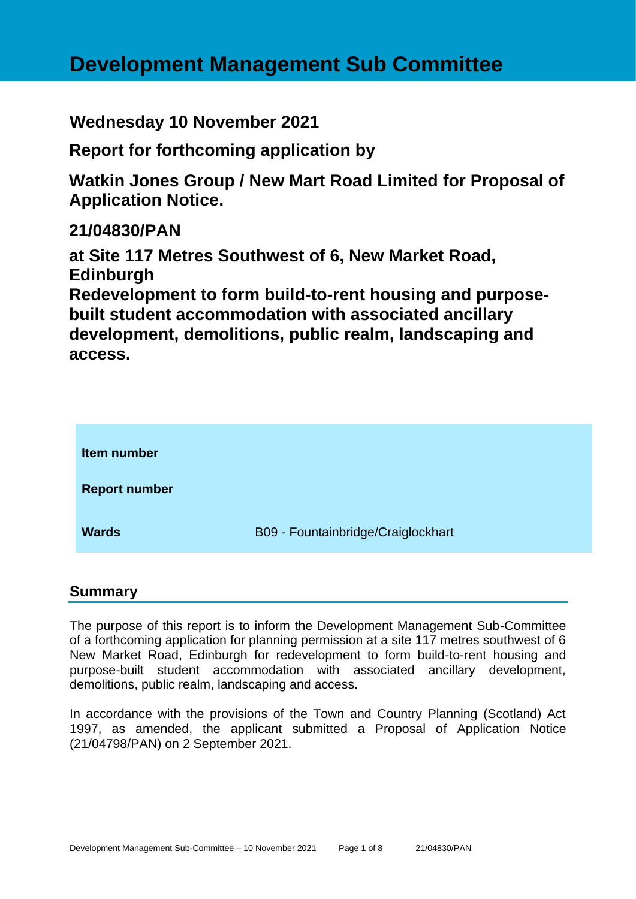# Development Management Sub Committee

## Wednesday 10 November 2021

## Report for forthcoming application by

## Watkin Jones Group / New Mart Road Limited for Proposal of Application Notice.

## 21/04830/PAN

## at Site 117 Metres Southwest of 6, New Market Road, Edinburgh
## Redevelopment to form build-to-rent housing and purpose-built student accommodation with associated ancillary development, demolitions, public realm, landscaping and access.

| | |
|---|---|
| **Item number** | |
| **Report number** | |
| **Wards** | B09 - Fountainbridge/Craiglockhart |

## Summary

The purpose of this report is to inform the Development Management Sub-Committee of a forthcoming application for planning permission at a site 117 metres southwest of 6 New Market Road, Edinburgh for redevelopment to form build-to-rent housing and purpose-built student accommodation with associated ancillary development, demolitions, public realm, landscaping and access.

In accordance with the provisions of the Town and Country Planning (Scotland) Act 1997, as amended, the applicant submitted a Proposal of Application Notice (21/04798/PAN) on 2 September 2021.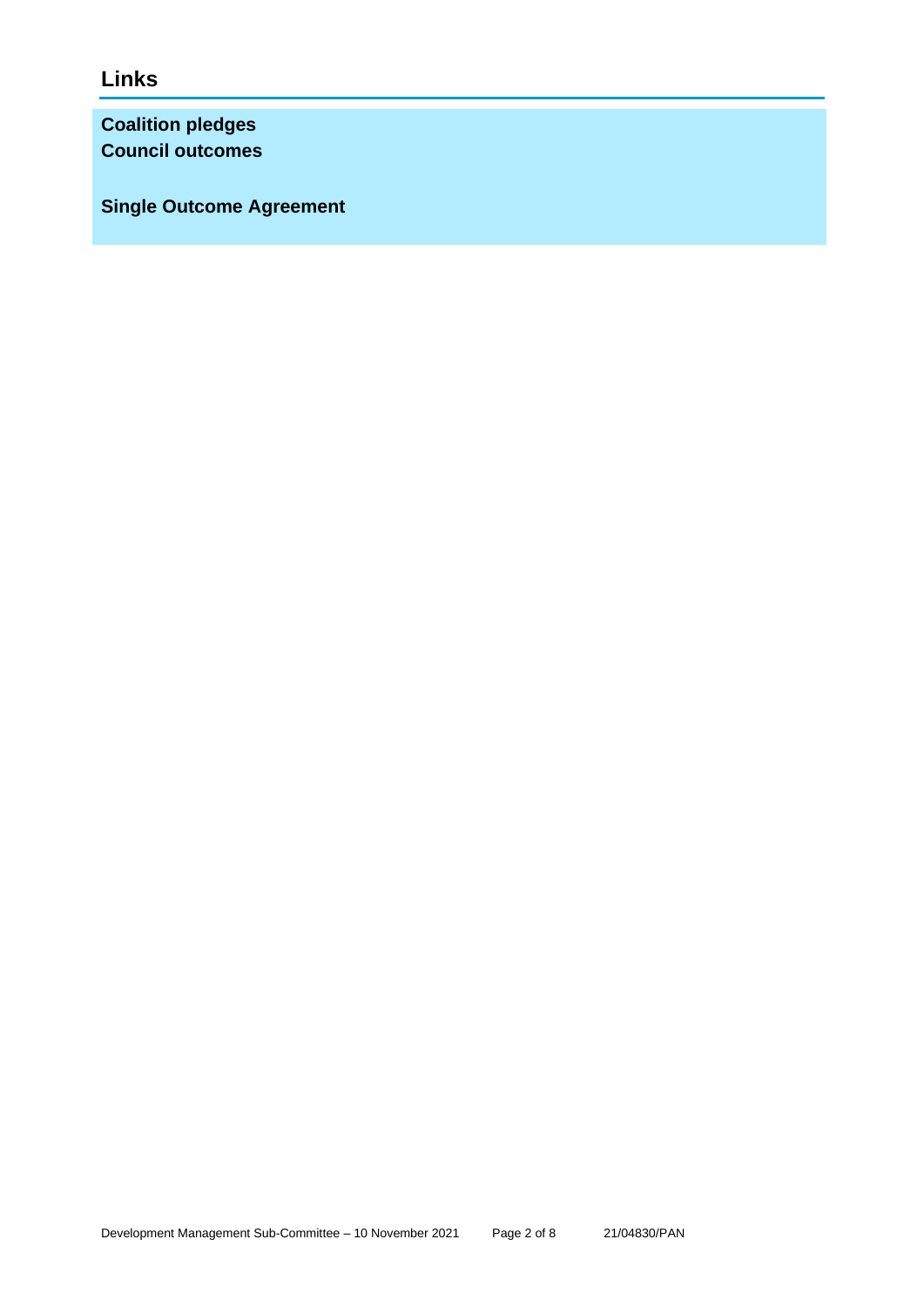## Links

**Coalition pledges**
**Council outcomes**

**Single Outcome Agreement**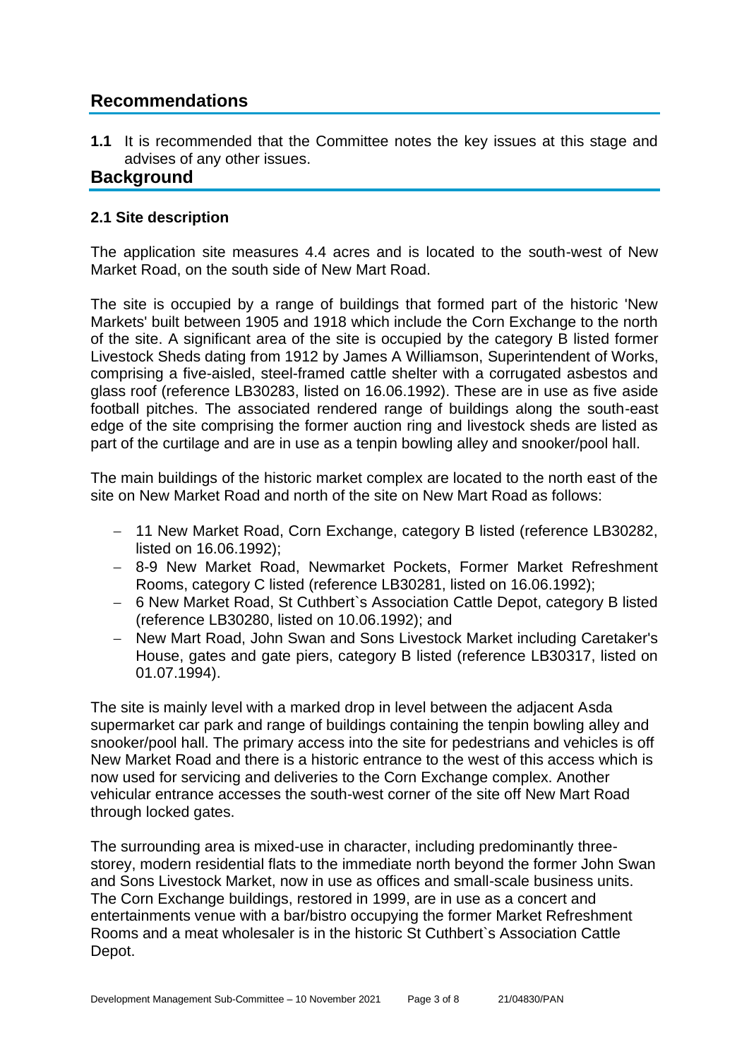## Recommendations

**1.1** It is recommended that the Committee notes the key issues at this stage and advises of any other issues.

## Background

### 2.1 Site description

The application site measures 4.4 acres and is located to the south-west of New Market Road, on the south side of New Mart Road.

The site is occupied by a range of buildings that formed part of the historic 'New Markets' built between 1905 and 1918 which include the Corn Exchange to the north of the site. A significant area of the site is occupied by the category B listed former Livestock Sheds dating from 1912 by James A Williamson, Superintendent of Works, comprising a five-aisled, steel-framed cattle shelter with a corrugated asbestos and glass roof (reference LB30283, listed on 16.06.1992). These are in use as five aside football pitches. The associated rendered range of buildings along the south-east edge of the site comprising the former auction ring and livestock sheds are listed as part of the curtilage and are in use as a tenpin bowling alley and snooker/pool hall.

The main buildings of the historic market complex are located to the north east of the site on New Market Road and north of the site on New Mart Road as follows:

- 11 New Market Road, Corn Exchange, category B listed (reference LB30282, listed on 16.06.1992);
- 8-9 New Market Road, Newmarket Pockets, Former Market Refreshment Rooms, category C listed (reference LB30281, listed on 16.06.1992);
- 6 New Market Road, St Cuthbert`s Association Cattle Depot, category B listed (reference LB30280, listed on 10.06.1992); and
- New Mart Road, John Swan and Sons Livestock Market including Caretaker's House, gates and gate piers, category B listed (reference LB30317, listed on 01.07.1994).

The site is mainly level with a marked drop in level between the adjacent Asda supermarket car park and range of buildings containing the tenpin bowling alley and snooker/pool hall. The primary access into the site for pedestrians and vehicles is off New Market Road and there is a historic entrance to the west of this access which is now used for servicing and deliveries to the Corn Exchange complex. Another vehicular entrance accesses the south-west corner of the site off New Mart Road through locked gates.

The surrounding area is mixed-use in character, including predominantly three-storey, modern residential flats to the immediate north beyond the former John Swan and Sons Livestock Market, now in use as offices and small-scale business units. The Corn Exchange buildings, restored in 1999, are in use as a concert and entertainments venue with a bar/bistro occupying the former Market Refreshment Rooms and a meat wholesaler is in the historic St Cuthbert`s Association Cattle Depot.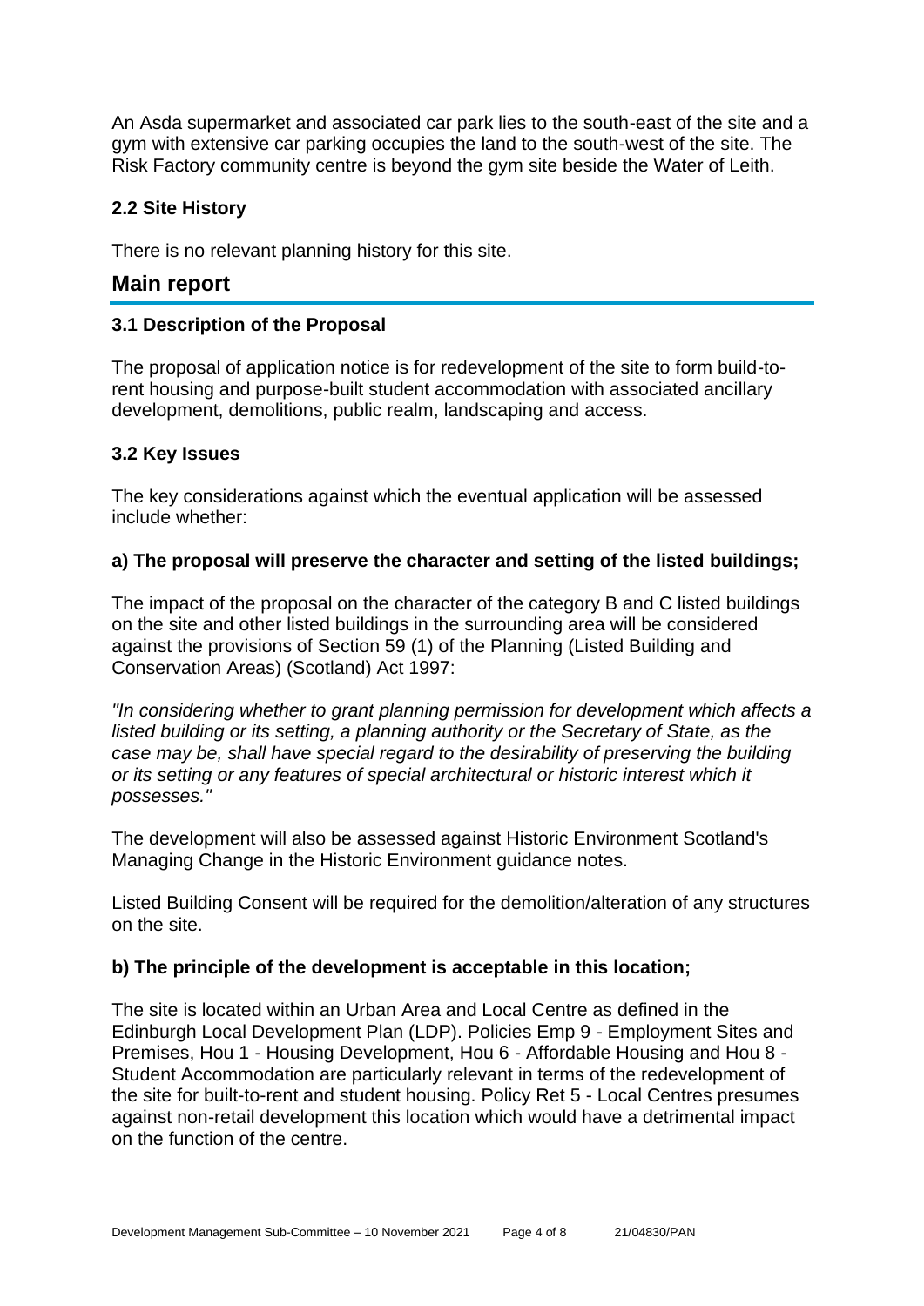An Asda supermarket and associated car park lies to the south-east of the site and a gym with extensive car parking occupies the land to the south-west of the site. The Risk Factory community centre is beyond the gym site beside the Water of Leith.

### 2.2 Site History

There is no relevant planning history for this site.

## Main report

### 3.1 Description of the Proposal

The proposal of application notice is for redevelopment of the site to form build-to-rent housing and purpose-built student accommodation with associated ancillary development, demolitions, public realm, landscaping and access.

### 3.2 Key Issues

The key considerations against which the eventual application will be assessed include whether:

#### a) The proposal will preserve the character and setting of the listed buildings;

The impact of the proposal on the character of the category B and C listed buildings on the site and other listed buildings in the surrounding area will be considered against the provisions of Section 59 (1) of the Planning (Listed Building and Conservation Areas) (Scotland) Act 1997:

*"In considering whether to grant planning permission for development which affects a listed building or its setting, a planning authority or the Secretary of State, as the case may be, shall have special regard to the desirability of preserving the building or its setting or any features of special architectural or historic interest which it possesses."*

The development will also be assessed against Historic Environment Scotland's Managing Change in the Historic Environment guidance notes.

Listed Building Consent will be required for the demolition/alteration of any structures on the site.

#### b) The principle of the development is acceptable in this location;

The site is located within an Urban Area and Local Centre as defined in the Edinburgh Local Development Plan (LDP). Policies Emp 9 - Employment Sites and Premises, Hou 1 - Housing Development, Hou 6 - Affordable Housing and Hou 8 - Student Accommodation are particularly relevant in terms of the redevelopment of the site for built-to-rent and student housing. Policy Ret 5 - Local Centres presumes against non-retail development this location which would have a detrimental impact on the function of the centre.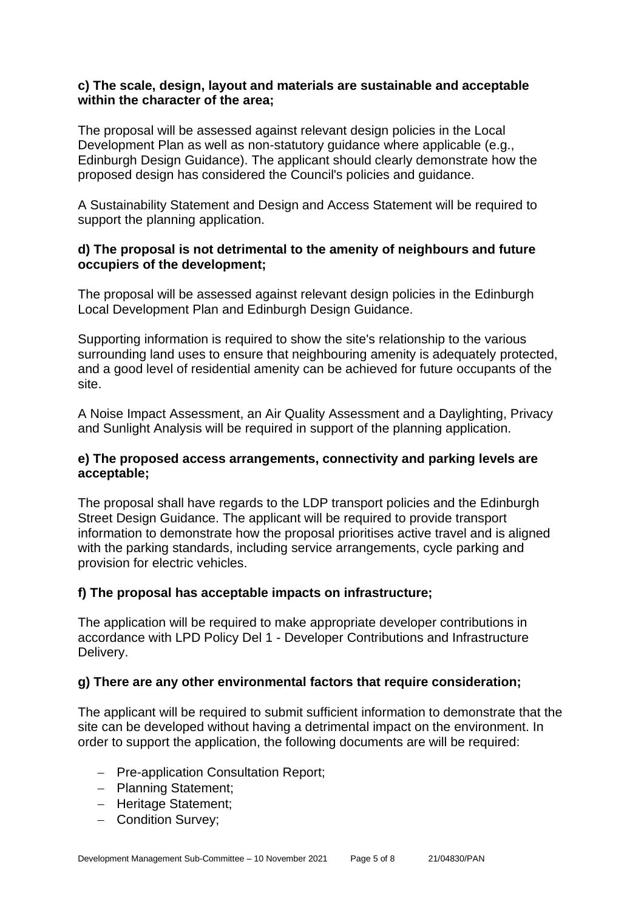**c) The scale, design, layout and materials are sustainable and acceptable within the character of the area;**

The proposal will be assessed against relevant design policies in the Local Development Plan as well as non-statutory guidance where applicable (e.g., Edinburgh Design Guidance). The applicant should clearly demonstrate how the proposed design has considered the Council's policies and guidance.

A Sustainability Statement and Design and Access Statement will be required to support the planning application.

**d) The proposal is not detrimental to the amenity of neighbours and future occupiers of the development;**

The proposal will be assessed against relevant design policies in the Edinburgh Local Development Plan and Edinburgh Design Guidance.

Supporting information is required to show the site's relationship to the various surrounding land uses to ensure that neighbouring amenity is adequately protected, and a good level of residential amenity can be achieved for future occupants of the site.

A Noise Impact Assessment, an Air Quality Assessment and a Daylighting, Privacy and Sunlight Analysis will be required in support of the planning application.

**e) The proposed access arrangements, connectivity and parking levels are acceptable;**

The proposal shall have regards to the LDP transport policies and the Edinburgh Street Design Guidance. The applicant will be required to provide transport information to demonstrate how the proposal prioritises active travel and is aligned with the parking standards, including service arrangements, cycle parking and provision for electric vehicles.

**f) The proposal has acceptable impacts on infrastructure;**

The application will be required to make appropriate developer contributions in accordance with LPD Policy Del 1 - Developer Contributions and Infrastructure Delivery.

**g) There are any other environmental factors that require consideration;**

The applicant will be required to submit sufficient information to demonstrate that the site can be developed without having a detrimental impact on the environment. In order to support the application, the following documents are will be required:

- Pre-application Consultation Report;
- Planning Statement;
- Heritage Statement;
- Condition Survey;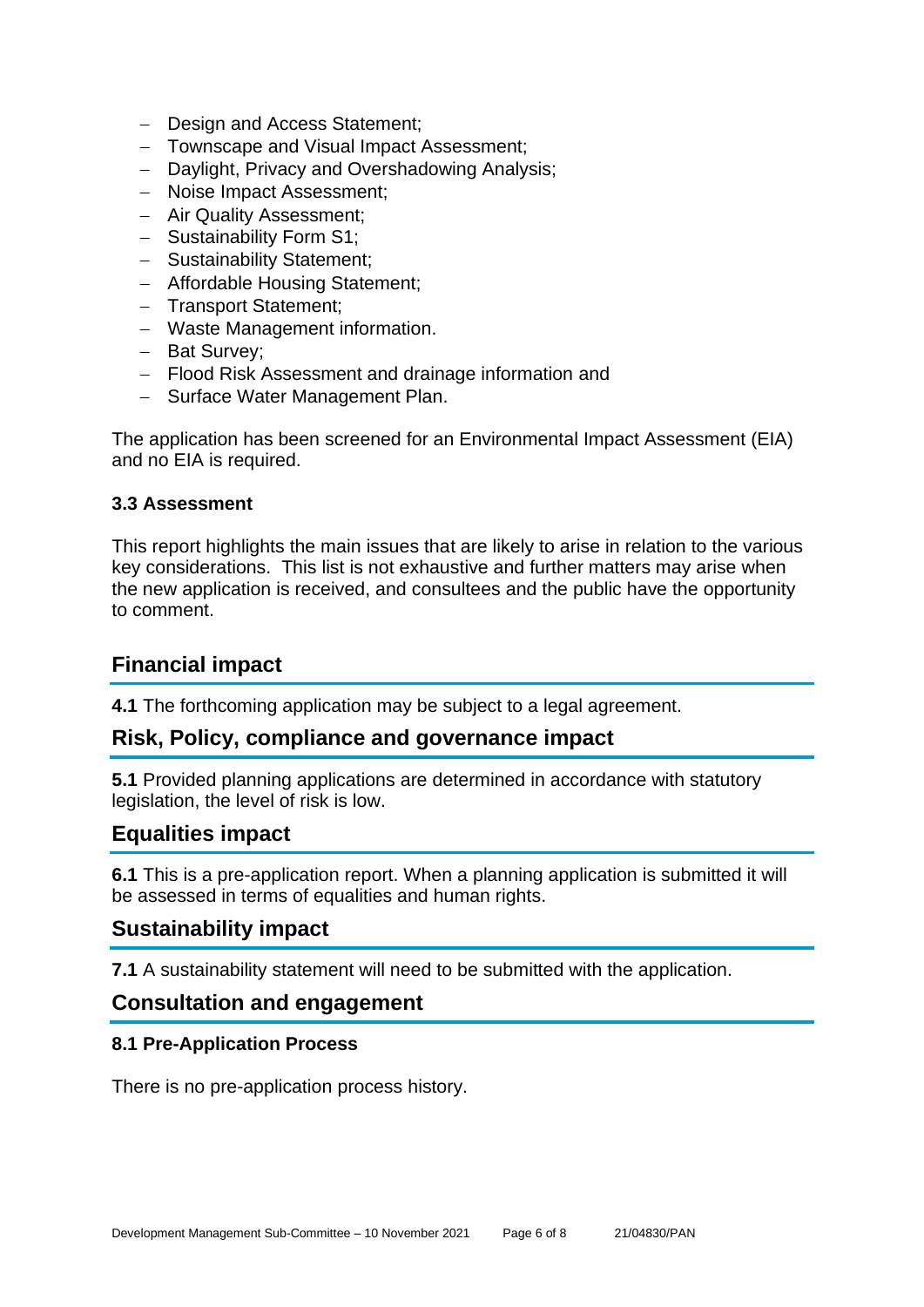- Design and Access Statement;
- Townscape and Visual Impact Assessment;
- Daylight, Privacy and Overshadowing Analysis;
- Noise Impact Assessment;
- Air Quality Assessment;
- Sustainability Form S1;
- Sustainability Statement;
- Affordable Housing Statement;
- Transport Statement;
- Waste Management information.
- Bat Survey;
- Flood Risk Assessment and drainage information and
- Surface Water Management Plan.

The application has been screened for an Environmental Impact Assessment (EIA) and no EIA is required.

### 3.3 Assessment

This report highlights the main issues that are likely to arise in relation to the various key considerations. This list is not exhaustive and further matters may arise when the new application is received, and consultees and the public have the opportunity to comment.

## Financial impact

**4.1** The forthcoming application may be subject to a legal agreement.

## Risk, Policy, compliance and governance impact

**5.1** Provided planning applications are determined in accordance with statutory legislation, the level of risk is low.

## Equalities impact

**6.1** This is a pre-application report. When a planning application is submitted it will be assessed in terms of equalities and human rights.

## Sustainability impact

**7.1** A sustainability statement will need to be submitted with the application.

## Consultation and engagement

### 8.1 Pre-Application Process

There is no pre-application process history.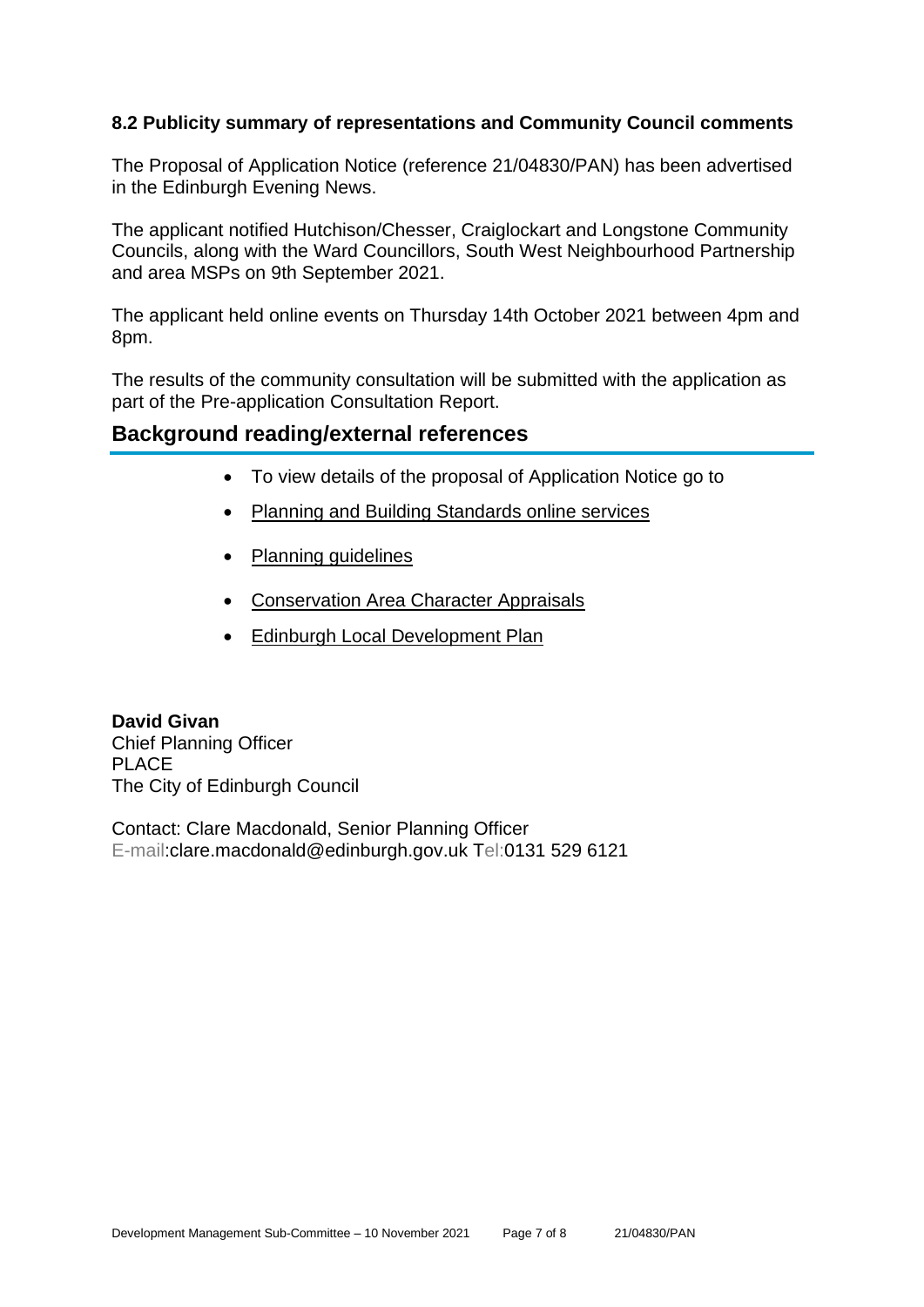### 8.2 Publicity summary of representations and Community Council comments

The Proposal of Application Notice (reference 21/04830/PAN) has been advertised in the Edinburgh Evening News.

The applicant notified Hutchison/Chesser, Craiglockart and Longstone Community Councils, along with the Ward Councillors, South West Neighbourhood Partnership and area MSPs on 9th September 2021.

The applicant held online events on Thursday 14th October 2021 between 4pm and 8pm.

The results of the community consultation will be submitted with the application as part of the Pre-application Consultation Report.

## Background reading/external references

- To view details of the proposal of Application Notice go to
- Planning and Building Standards online services
- Planning guidelines
- Conservation Area Character Appraisals
- Edinburgh Local Development Plan

**David Givan**
Chief Planning Officer
PLACE
The City of Edinburgh Council

Contact: Clare Macdonald, Senior Planning Officer
E-mail:clare.macdonald@edinburgh.gov.uk Tel:0131 529 6121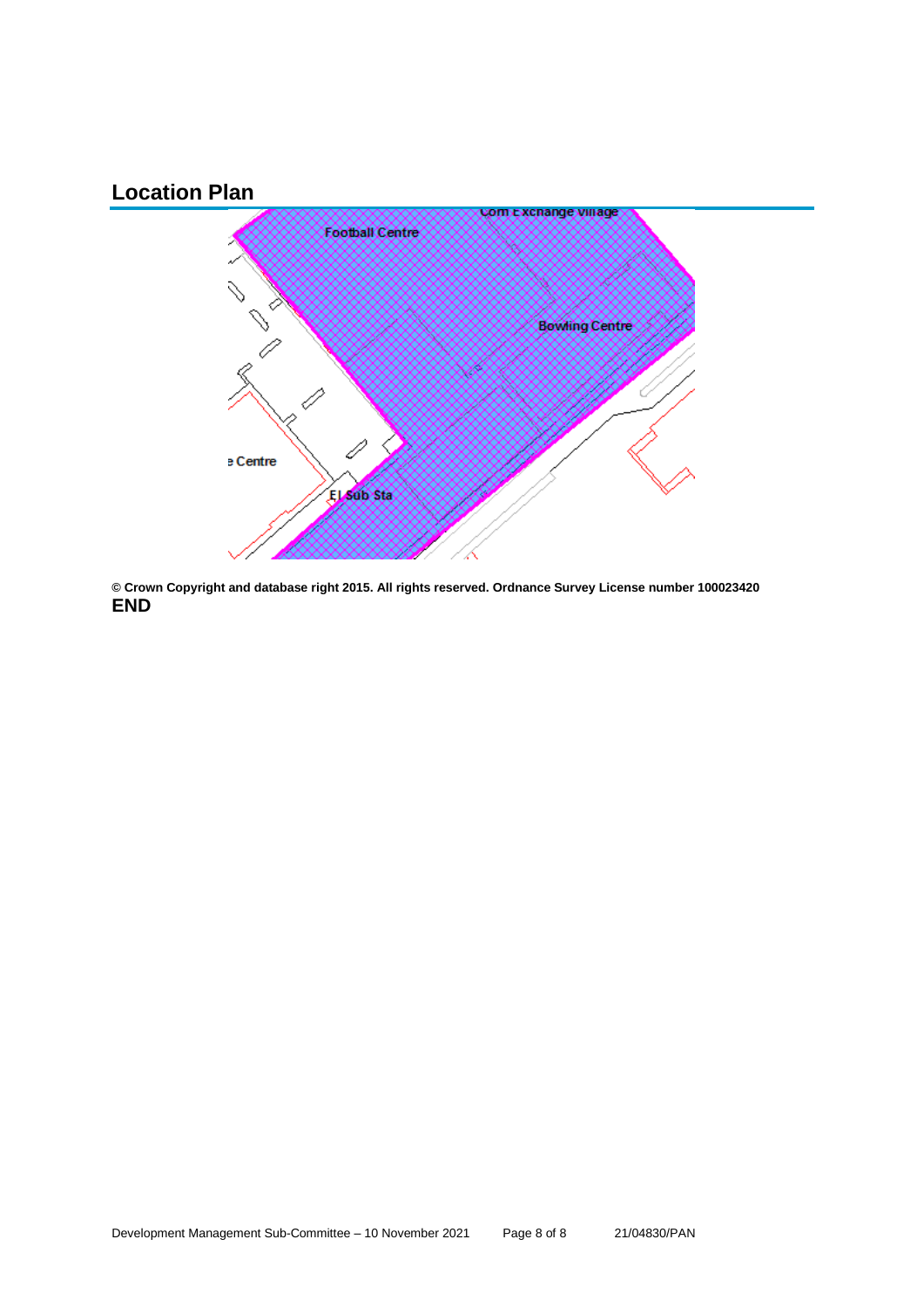## Location Plan

Corn Exchange Village

Football Centre

Bowling Centre

e Centre

El Sub Sta

**© Crown Copyright and database right 2015. All rights reserved. Ordnance Survey License number 100023420**

**END**